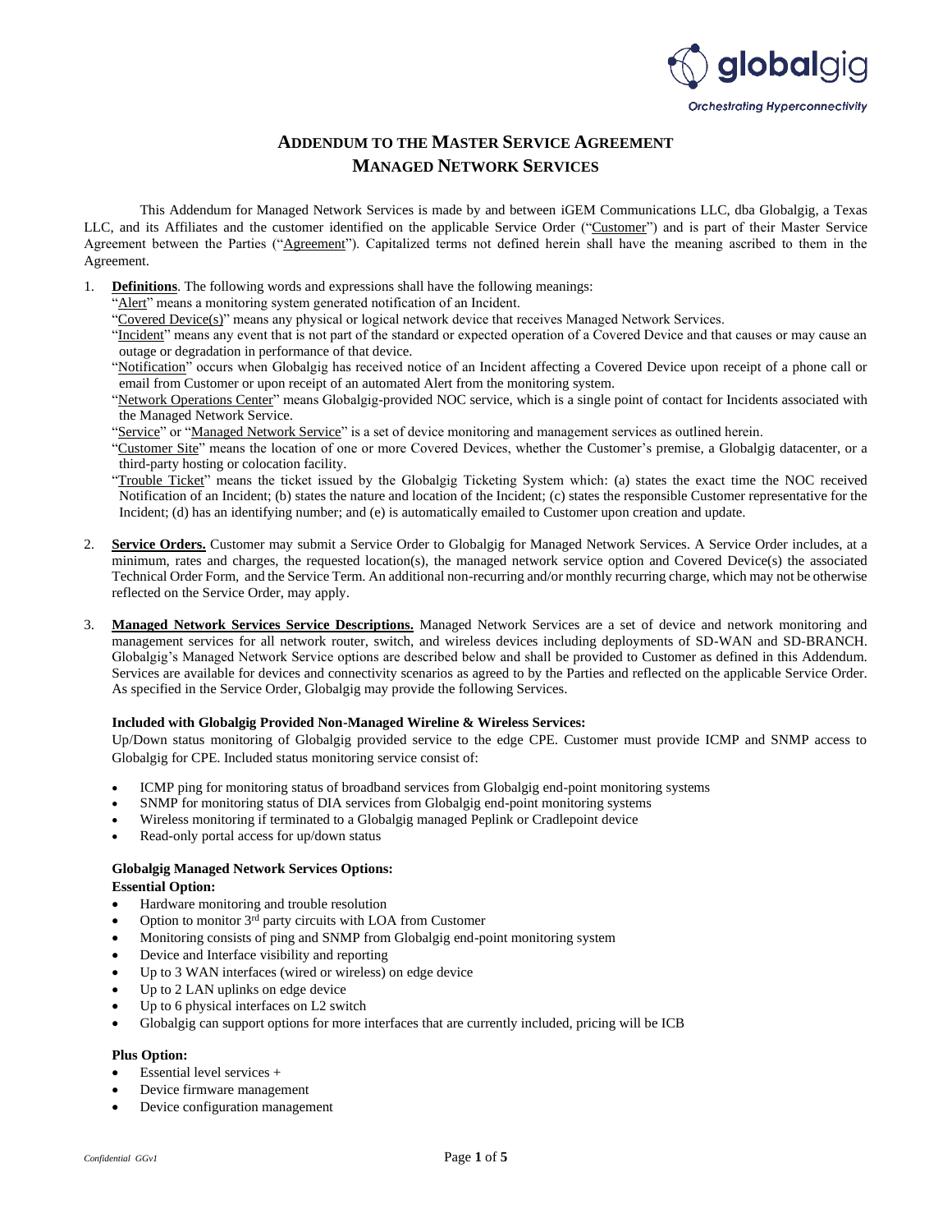# ADDENDUM TO THE MASTER SERVICE AGREEMENT
## MANAGED NETWORK SERVICES

This Addendum for Managed Network Services is made by and between iGEM Communications LLC, dba Globalgig, a Texas LLC, and its Affiliates and the customer identified on the applicable Service Order ("Customer") and is part of their Master Service Agreement between the Parties ("Agreement"). Capitalized terms not defined herein shall have the meaning ascribed to them in the Agreement.

1. **Definitions**. The following words and expressions shall have the following meanings:
   "Alert" means a monitoring system generated notification of an Incident.
   "Covered Device(s)" means any physical or logical network device that receives Managed Network Services.
   "Incident" means any event that is not part of the standard or expected operation of a Covered Device and that causes or may cause an outage or degradation in performance of that device.
   "Notification" occurs when Globalgig has received notice of an Incident affecting a Covered Device upon receipt of a phone call or email from Customer or upon receipt of an automated Alert from the monitoring system.
   "Network Operations Center" means Globalgig-provided NOC service, which is a single point of contact for Incidents associated with the Managed Network Service.
   "Service" or "Managed Network Service" is a set of device monitoring and management services as outlined herein.
   "Customer Site" means the location of one or more Covered Devices, whether the Customer's premise, a Globalgig datacenter, or a third-party hosting or colocation facility.
   "Trouble Ticket" means the ticket issued by the Globalgig Ticketing System which: (a) states the exact time the NOC received Notification of an Incident; (b) states the nature and location of the Incident; (c) states the responsible Customer representative for the Incident; (d) has an identifying number; and (e) is automatically emailed to Customer upon creation and update.

2. **Service Orders.** Customer may submit a Service Order to Globalgig for Managed Network Services. A Service Order includes, at a minimum, rates and charges, the requested location(s), the managed network service option and Covered Device(s) the associated Technical Order Form, and the Service Term. An additional non-recurring and/or monthly recurring charge, which may not be otherwise reflected on the Service Order, may apply.

3. **Managed Network Services Service Descriptions.** Managed Network Services are a set of device and network monitoring and management services for all network router, switch, and wireless devices including deployments of SD-WAN and SD-BRANCH. Globalgig's Managed Network Service options are described below and shall be provided to Customer as defined in this Addendum. Services are available for devices and connectivity scenarios as agreed to by the Parties and reflected on the applicable Service Order. As specified in the Service Order, Globalgig may provide the following Services.

   **Included with Globalgig Provided Non-Managed Wireline & Wireless Services:**
   Up/Down status monitoring of Globalgig provided service to the edge CPE. Customer must provide ICMP and SNMP access to Globalgig for CPE. Included status monitoring service consist of:

   - ICMP ping for monitoring status of broadband services from Globalgig end-point monitoring systems
   - SNMP for monitoring status of DIA services from Globalgig end-point monitoring systems
   - Wireless monitoring if terminated to a Globalgig managed Peplink or Cradlepoint device
   - Read-only portal access for up/down status

   **Globalgig Managed Network Services Options:**
   **Essential Option:**
   - Hardware monitoring and trouble resolution
   - Option to monitor 3rd party circuits with LOA from Customer
   - Monitoring consists of ping and SNMP from Globalgig end-point monitoring system
   - Device and Interface visibility and reporting
   - Up to 3 WAN interfaces (wired or wireless) on edge device
   - Up to 2 LAN uplinks on edge device
   - Up to 6 physical interfaces on L2 switch
   - Globalgig can support options for more interfaces that are currently included, pricing will be ICB

   **Plus Option:**
   - Essential level services +
   - Device firmware management
   - Device configuration management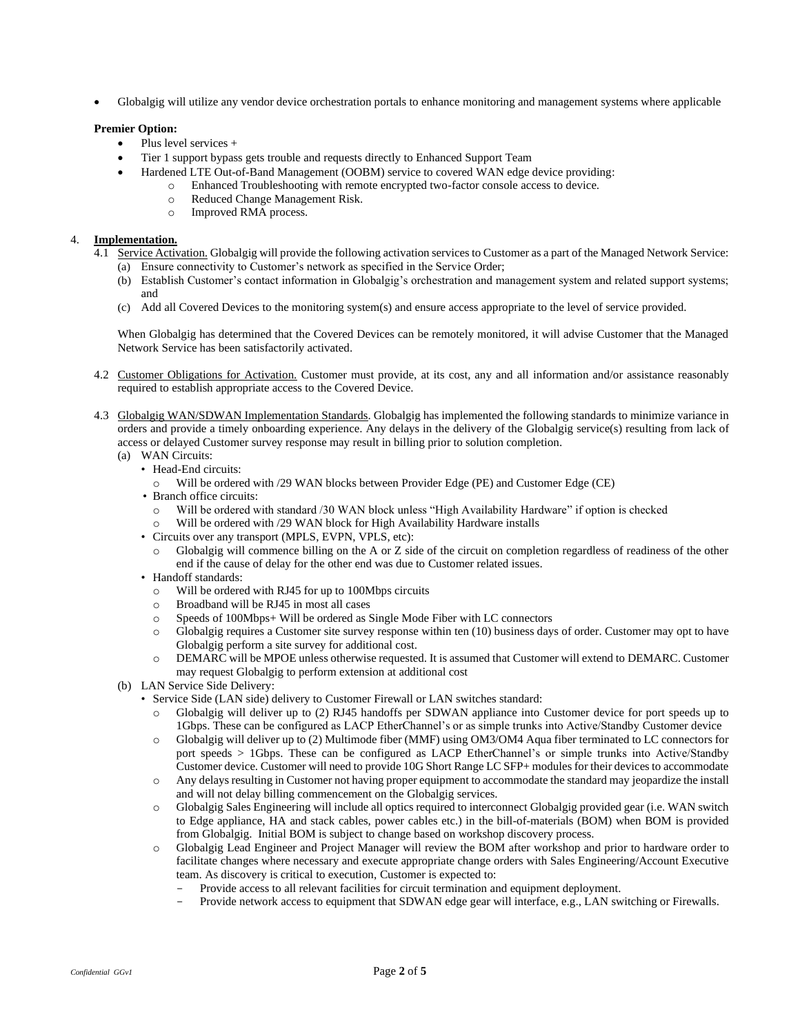- Globalgig will utilize any vendor device orchestration portals to enhance monitoring and management systems where applicable

**Premier Option:**

- Plus level services +
- Tier 1 support bypass gets trouble and requests directly to Enhanced Support Team
- Hardened LTE Out-of-Band Management (OOBM) service to covered WAN edge device providing:
  - Enhanced Troubleshooting with remote encrypted two-factor console access to device.
  - Reduced Change Management Risk.
  - Improved RMA process.

4. **Implementation.**

4.1 Service Activation. Globalgig will provide the following activation services to Customer as a part of the Managed Network Service:

(a) Ensure connectivity to Customer's network as specified in the Service Order;

(b) Establish Customer's contact information in Globalgig's orchestration and management system and related support systems; and

(c) Add all Covered Devices to the monitoring system(s) and ensure access appropriate to the level of service provided.

When Globalgig has determined that the Covered Devices can be remotely monitored, it will advise Customer that the Managed Network Service has been satisfactorily activated.

4.2 Customer Obligations for Activation. Customer must provide, at its cost, any and all information and/or assistance reasonably required to establish appropriate access to the Covered Device.

4.3 Globalgig WAN/SDWAN Implementation Standards. Globalgig has implemented the following standards to minimize variance in orders and provide a timely onboarding experience. Any delays in the delivery of the Globalgig service(s) resulting from lack of access or delayed Customer survey response may result in billing prior to solution completion.

(a) WAN Circuits:

- Head-End circuits:
  - Will be ordered with /29 WAN blocks between Provider Edge (PE) and Customer Edge (CE)
- Branch office circuits:
  - Will be ordered with standard /30 WAN block unless "High Availability Hardware" if option is checked
  - Will be ordered with /29 WAN block for High Availability Hardware installs
- Circuits over any transport (MPLS, EVPN, VPLS, etc):
  - Globalgig will commence billing on the A or Z side of the circuit on completion regardless of readiness of the other end if the cause of delay for the other end was due to Customer related issues.
- Handoff standards:
  - Will be ordered with RJ45 for up to 100Mbps circuits
  - Broadband will be RJ45 in most all cases
  - Speeds of 100Mbps+ Will be ordered as Single Mode Fiber with LC connectors
  - Globalgig requires a Customer site survey response within ten (10) business days of order. Customer may opt to have Globalgig perform a site survey for additional cost.
  - DEMARC will be MPOE unless otherwise requested. It is assumed that Customer will extend to DEMARC. Customer may request Globalgig to perform extension at additional cost

(b) LAN Service Side Delivery:

- Service Side (LAN side) delivery to Customer Firewall or LAN switches standard:
  - Globalgig will deliver up to (2) RJ45 handoffs per SDWAN appliance into Customer device for port speeds up to 1Gbps. These can be configured as LACP EtherChannel's or as simple trunks into Active/Standby Customer device
  - Globalgig will deliver up to (2) Multimode fiber (MMF) using OM3/OM4 Aqua fiber terminated to LC connectors for port speeds > 1Gbps. These can be configured as LACP EtherChannel's or simple trunks into Active/Standby Customer device. Customer will need to provide 10G Short Range LC SFP+ modules for their devices to accommodate
  - Any delays resulting in Customer not having proper equipment to accommodate the standard may jeopardize the install and will not delay billing commencement on the Globalgig services.
  - Globalgig Sales Engineering will include all optics required to interconnect Globalgig provided gear (i.e. WAN switch to Edge appliance, HA and stack cables, power cables etc.) in the bill-of-materials (BOM) when BOM is provided from Globalgig. Initial BOM is subject to change based on workshop discovery process.
  - Globalgig Lead Engineer and Project Manager will review the BOM after workshop and prior to hardware order to facilitate changes where necessary and execute appropriate change orders with Sales Engineering/Account Executive team. As discovery is critical to execution, Customer is expected to:
    - Provide access to all relevant facilities for circuit termination and equipment deployment.
    - Provide network access to equipment that SDWAN edge gear will interface, e.g., LAN switching or Firewalls.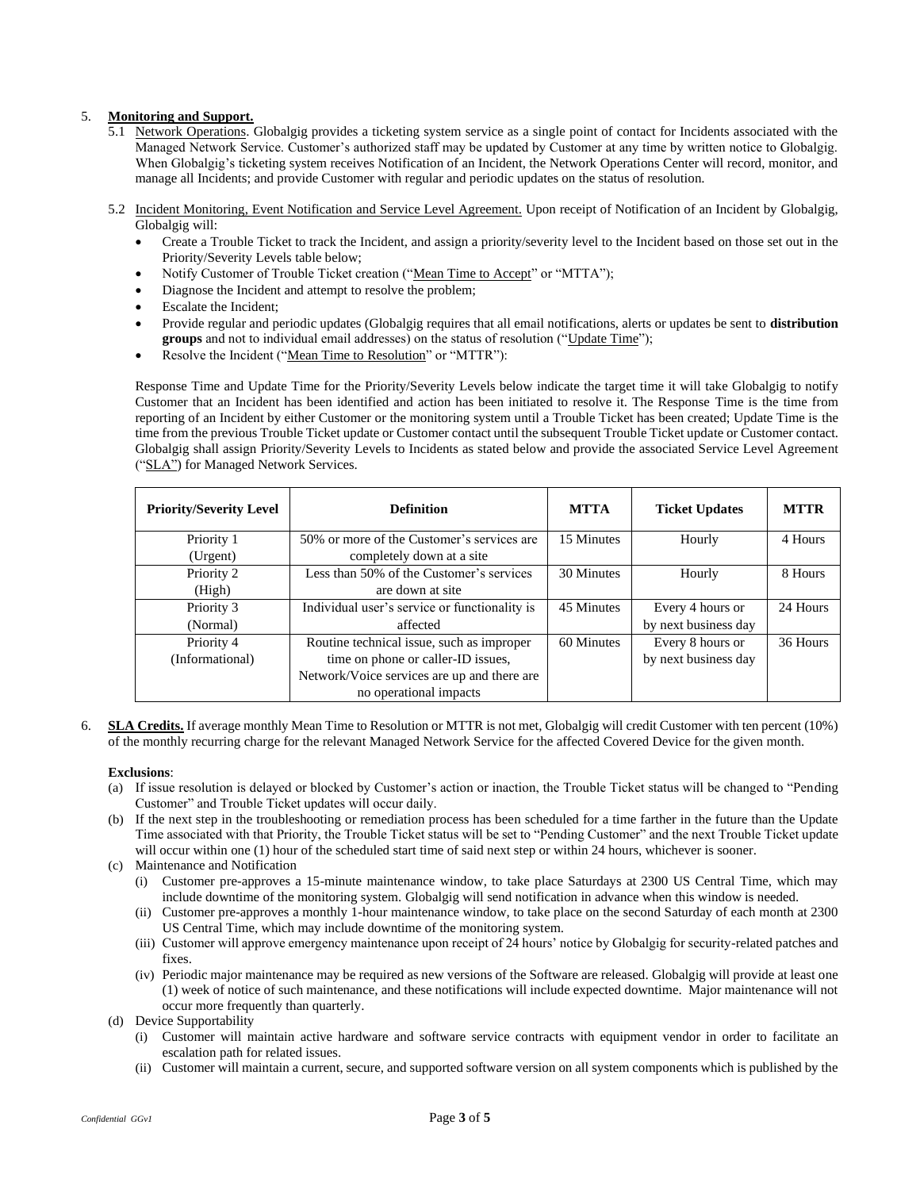5. **Monitoring and Support.**

   5.1 Network Operations. Globalgig provides a ticketing system service as a single point of contact for Incidents associated with the Managed Network Service. Customer's authorized staff may be updated by Customer at any time by written notice to Globalgig. When Globalgig's ticketing system receives Notification of an Incident, the Network Operations Center will record, monitor, and manage all Incidents; and provide Customer with regular and periodic updates on the status of resolution.

   5.2 Incident Monitoring, Event Notification and Service Level Agreement. Upon receipt of Notification of an Incident by Globalgig, Globalgig will:

   - Create a Trouble Ticket to track the Incident, and assign a priority/severity level to the Incident based on those set out in the Priority/Severity Levels table below;
   - Notify Customer of Trouble Ticket creation ("Mean Time to Accept" or "MTTA");
   - Diagnose the Incident and attempt to resolve the problem;
   - Escalate the Incident;
   - Provide regular and periodic updates (Globalgig requires that all email notifications, alerts or updates be sent to **distribution groups** and not to individual email addresses) on the status of resolution ("Update Time");
   - Resolve the Incident ("Mean Time to Resolution" or "MTTR"):

   Response Time and Update Time for the Priority/Severity Levels below indicate the target time it will take Globalgig to notify Customer that an Incident has been identified and action has been initiated to resolve it. The Response Time is the time from reporting of an Incident by either Customer or the monitoring system until a Trouble Ticket has been created; Update Time is the time from the previous Trouble Ticket update or Customer contact until the subsequent Trouble Ticket update or Customer contact. Globalgig shall assign Priority/Severity Levels to Incidents as stated below and provide the associated Service Level Agreement ("SLA") for Managed Network Services.

| Priority/Severity Level | Definition | MTTA | Ticket Updates | MTTR |
|---|---|---|---|---|
| Priority 1 (Urgent) | 50% or more of the Customer's services are completely down at a site | 15 Minutes | Hourly | 4 Hours |
| Priority 2 (High) | Less than 50% of the Customer's services are down at site | 30 Minutes | Hourly | 8 Hours |
| Priority 3 (Normal) | Individual user's service or functionality is affected | 45 Minutes | Every 4 hours or by next business day | 24 Hours |
| Priority 4 (Informational) | Routine technical issue, such as improper time on phone or caller-ID issues, Network/Voice services are up and there are no operational impacts | 60 Minutes | Every 8 hours or by next business day | 36 Hours |

6. **SLA Credits.** If average monthly Mean Time to Resolution or MTTR is not met, Globalgig will credit Customer with ten percent (10%) of the monthly recurring charge for the relevant Managed Network Service for the affected Covered Device for the given month.

   **Exclusions**:

   (a) If issue resolution is delayed or blocked by Customer's action or inaction, the Trouble Ticket status will be changed to "Pending Customer" and Trouble Ticket updates will occur daily.

   (b) If the next step in the troubleshooting or remediation process has been scheduled for a time farther in the future than the Update Time associated with that Priority, the Trouble Ticket status will be set to "Pending Customer" and the next Trouble Ticket update will occur within one (1) hour of the scheduled start time of said next step or within 24 hours, whichever is sooner.

   (c) Maintenance and Notification

      (i) Customer pre-approves a 15-minute maintenance window, to take place Saturdays at 2300 US Central Time, which may include downtime of the monitoring system. Globalgig will send notification in advance when this window is needed.

      (ii) Customer pre-approves a monthly 1-hour maintenance window, to take place on the second Saturday of each month at 2300 US Central Time, which may include downtime of the monitoring system.

      (iii) Customer will approve emergency maintenance upon receipt of 24 hours' notice by Globalgig for security-related patches and fixes.

      (iv) Periodic major maintenance may be required as new versions of the Software are released. Globalgig will provide at least one (1) week of notice of such maintenance, and these notifications will include expected downtime. Major maintenance will not occur more frequently than quarterly.

   (d) Device Supportability

      (i) Customer will maintain active hardware and software service contracts with equipment vendor in order to facilitate an escalation path for related issues.

      (ii) Customer will maintain a current, secure, and supported software version on all system components which is published by the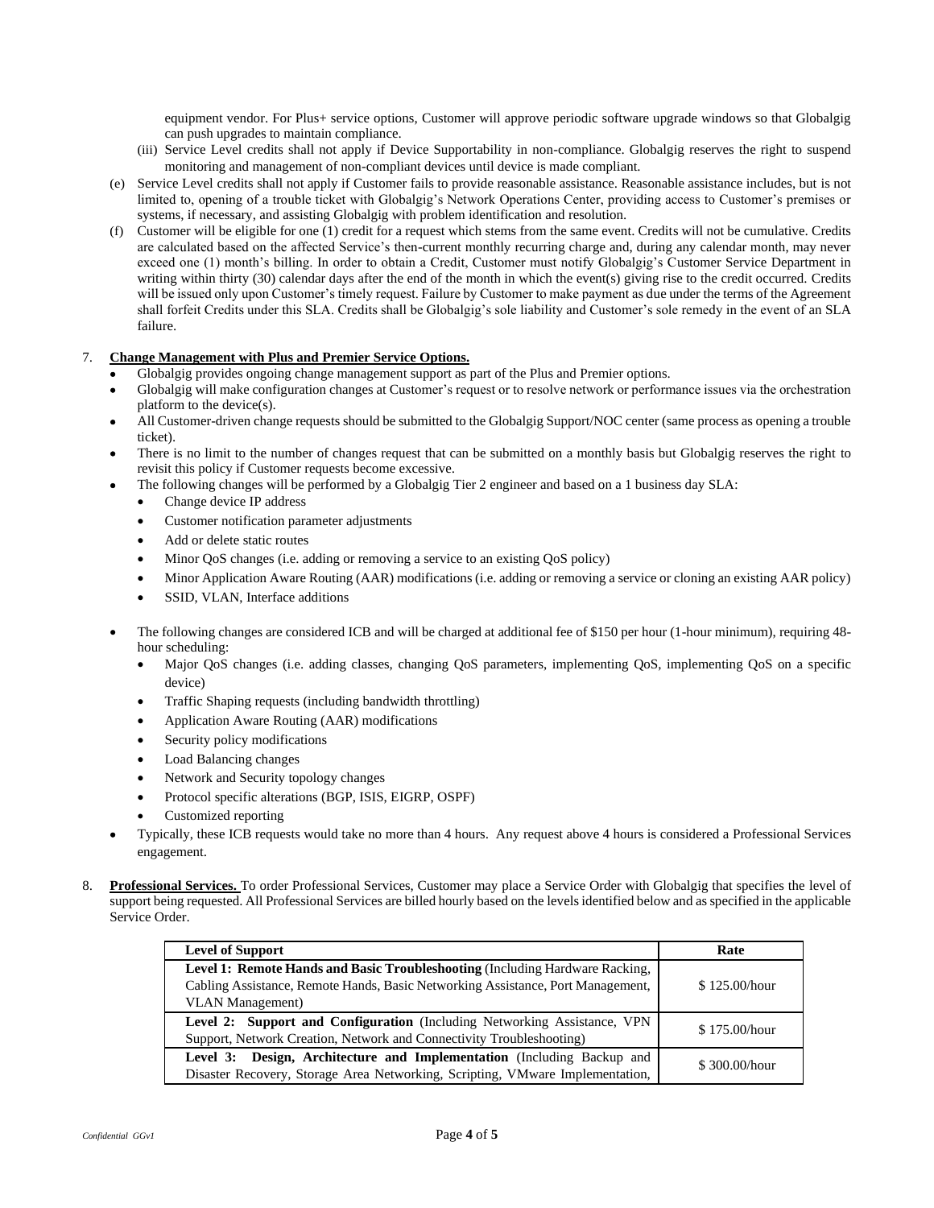equipment vendor. For Plus+ service options, Customer will approve periodic software upgrade windows so that Globalgig can push upgrades to maintain compliance.

(iii) Service Level credits shall not apply if Device Supportability in non-compliance. Globalgig reserves the right to suspend monitoring and management of non-compliant devices until device is made compliant.

(e) Service Level credits shall not apply if Customer fails to provide reasonable assistance. Reasonable assistance includes, but is not limited to, opening of a trouble ticket with Globalgig's Network Operations Center, providing access to Customer's premises or systems, if necessary, and assisting Globalgig with problem identification and resolution.

(f) Customer will be eligible for one (1) credit for a request which stems from the same event. Credits will not be cumulative. Credits are calculated based on the affected Service's then-current monthly recurring charge and, during any calendar month, may never exceed one (1) month's billing. In order to obtain a Credit, Customer must notify Globalgig's Customer Service Department in writing within thirty (30) calendar days after the end of the month in which the event(s) giving rise to the credit occurred. Credits will be issued only upon Customer's timely request. Failure by Customer to make payment as due under the terms of the Agreement shall forfeit Credits under this SLA. Credits shall be Globalgig's sole liability and Customer's sole remedy in the event of an SLA failure.

7. **Change Management with Plus and Premier Service Options.**
   - Globalgig provides ongoing change management support as part of the Plus and Premier options.
   - Globalgig will make configuration changes at Customer's request or to resolve network or performance issues via the orchestration platform to the device(s).
   - All Customer-driven change requests should be submitted to the Globalgig Support/NOC center (same process as opening a trouble ticket).
   - There is no limit to the number of changes request that can be submitted on a monthly basis but Globalgig reserves the right to revisit this policy if Customer requests become excessive.
   - The following changes will be performed by a Globalgig Tier 2 engineer and based on a 1 business day SLA:
     - Change device IP address
     - Customer notification parameter adjustments
     - Add or delete static routes
     - Minor QoS changes (i.e. adding or removing a service to an existing QoS policy)
     - Minor Application Aware Routing (AAR) modifications (i.e. adding or removing a service or cloning an existing AAR policy)
     - SSID, VLAN, Interface additions
   - The following changes are considered ICB and will be charged at additional fee of $150 per hour (1-hour minimum), requiring 48-hour scheduling:
     - Major QoS changes (i.e. adding classes, changing QoS parameters, implementing QoS, implementing QoS on a specific device)
     - Traffic Shaping requests (including bandwidth throttling)
     - Application Aware Routing (AAR) modifications
     - Security policy modifications
     - Load Balancing changes
     - Network and Security topology changes
     - Protocol specific alterations (BGP, ISIS, EIGRP, OSPF)
     - Customized reporting
   - Typically, these ICB requests would take no more than 4 hours. Any request above 4 hours is considered a Professional Services engagement.

8. **Professional Services.** To order Professional Services, Customer may place a Service Order with Globalgig that specifies the level of support being requested. All Professional Services are billed hourly based on the levels identified below and as specified in the applicable Service Order.

| Level of Support | Rate |
|---|---|
| **Level 1: Remote Hands and Basic Troubleshooting** (Including Hardware Racking, Cabling Assistance, Remote Hands, Basic Networking Assistance, Port Management, VLAN Management) | $ 125.00/hour |
| **Level 2: Support and Configuration** (Including Networking Assistance, VPN Support, Network Creation, Network and Connectivity Troubleshooting) | $ 175.00/hour |
| **Level 3: Design, Architecture and Implementation** (Including Backup and Disaster Recovery, Storage Area Networking, Scripting, VMware Implementation, | $ 300.00/hour |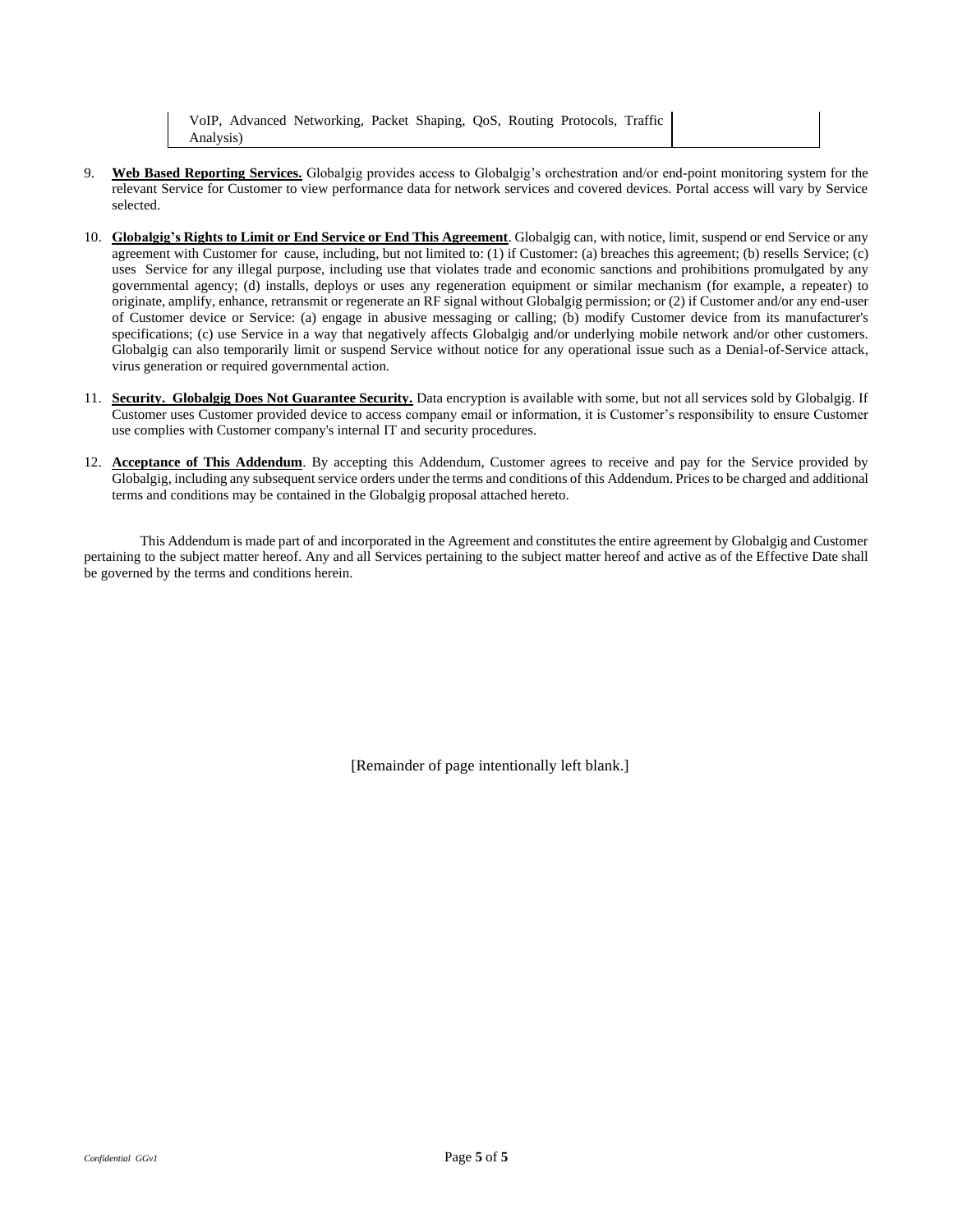| | |
|---|---|
| VoIP, Advanced Networking, Packet Shaping, QoS, Routing Protocols, Traffic Analysis) | |

9. **Web Based Reporting Services.** Globalgig provides access to Globalgig's orchestration and/or end-point monitoring system for the relevant Service for Customer to view performance data for network services and covered devices. Portal access will vary by Service selected.

10. **Globalgig's Rights to Limit or End Service or End This Agreement**. Globalgig can, with notice, limit, suspend or end Service or any agreement with Customer for cause, including, but not limited to: (1) if Customer: (a) breaches this agreement; (b) resells Service; (c) uses Service for any illegal purpose, including use that violates trade and economic sanctions and prohibitions promulgated by any governmental agency; (d) installs, deploys or uses any regeneration equipment or similar mechanism (for example, a repeater) to originate, amplify, enhance, retransmit or regenerate an RF signal without Globalgig permission; or (2) if Customer and/or any end-user of Customer device or Service: (a) engage in abusive messaging or calling; (b) modify Customer device from its manufacturer's specifications; (c) use Service in a way that negatively affects Globalgig and/or underlying mobile network and/or other customers. Globalgig can also temporarily limit or suspend Service without notice for any operational issue such as a Denial-of-Service attack, virus generation or required governmental action.

11. **Security. Globalgig Does Not Guarantee Security.** Data encryption is available with some, but not all services sold by Globalgig. If Customer uses Customer provided device to access company email or information, it is Customer's responsibility to ensure Customer use complies with Customer company's internal IT and security procedures.

12. **Acceptance of This Addendum**. By accepting this Addendum, Customer agrees to receive and pay for the Service provided by Globalgig, including any subsequent service orders under the terms and conditions of this Addendum. Prices to be charged and additional terms and conditions may be contained in the Globalgig proposal attached hereto.

This Addendum is made part of and incorporated in the Agreement and constitutes the entire agreement by Globalgig and Customer pertaining to the subject matter hereof. Any and all Services pertaining to the subject matter hereof and active as of the Effective Date shall be governed by the terms and conditions herein.

[Remainder of page intentionally left blank.]